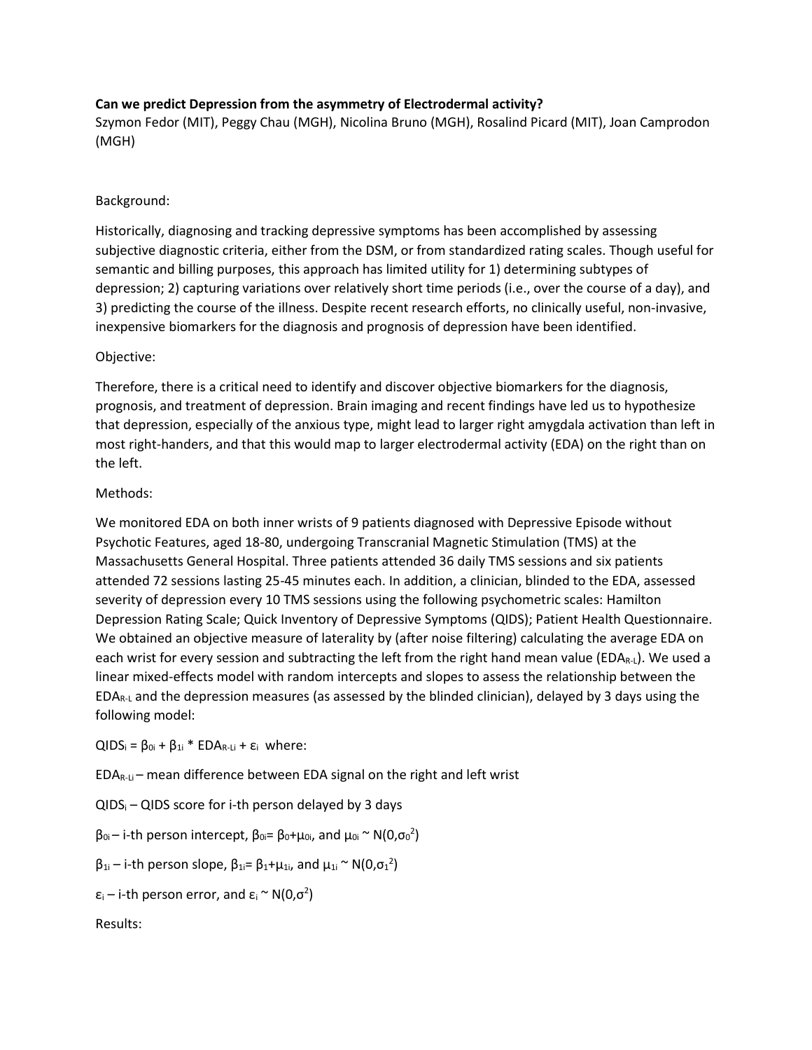**Can we predict Depression from the asymmetry of Electrodermal activity?**

Szymon Fedor (MIT), Peggy Chau (MGH), Nicolina Bruno (MGH), Rosalind Picard (MIT), Joan Camprodon (MGH)

Background:

Historically, diagnosing and tracking depressive symptoms has been accomplished by assessing subjective diagnostic criteria, either from the DSM, or from standardized rating scales. Though useful for semantic and billing purposes, this approach has limited utility for 1) determining subtypes of depression; 2) capturing variations over relatively short time periods (i.e., over the course of a day), and 3) predicting the course of the illness. Despite recent research efforts, no clinically useful, non-invasive, inexpensive biomarkers for the diagnosis and prognosis of depression have been identified.

Objective:

Therefore, there is a critical need to identify and discover objective biomarkers for the diagnosis, prognosis, and treatment of depression. Brain imaging and recent findings have led us to hypothesize that depression, especially of the anxious type, might lead to larger right amygdala activation than left in most right-handers, and that this would map to larger electrodermal activity (EDA) on the right than on the left.

Methods:

We monitored EDA on both inner wrists of 9 patients diagnosed with Depressive Episode without Psychotic Features, aged 18-80, undergoing Transcranial Magnetic Stimulation (TMS) at the Massachusetts General Hospital. Three patients attended 36 daily TMS sessions and six patients attended 72 sessions lasting 25-45 minutes each. In addition, a clinician, blinded to the EDA, assessed severity of depression every 10 TMS sessions using the following psychometric scales: Hamilton Depression Rating Scale; Quick Inventory of Depressive Symptoms (QIDS); Patient Health Questionnaire. We obtained an objective measure of laterality by (after noise filtering) calculating the average EDA on each wrist for every session and subtracting the left from the right hand mean value ($EDA_{R-L}$). We used a linear mixed-effects model with random intercepts and slopes to assess the relationship between the $EDA_{R-L}$ and the depression measures (as assessed by the blinded clinician), delayed by 3 days using the following model:

$$QIDS_i = \beta_{0i} + \beta_{1i} * EDA_{R-Li} + \varepsilon_i \text{ where:}$$

$EDA_{R-Li}$ – mean difference between EDA signal on the right and left wrist

$QIDS_i$ – QIDS score for i-th person delayed by 3 days

$\beta_{0i}$ – i-th person intercept, $\beta_{0i} = \beta_0 + \mu_{0i}$, and $\mu_{0i} \sim N(0,\sigma_0^2)$

$\beta_{1i}$ – i-th person slope, $\beta_{1i} = \beta_1 + \mu_{1i}$, and $\mu_{1i} \sim N(0,\sigma_1^2)$

$\varepsilon_i$ – i-th person error, and $\varepsilon_i \sim N(0,\sigma^2)$

Results: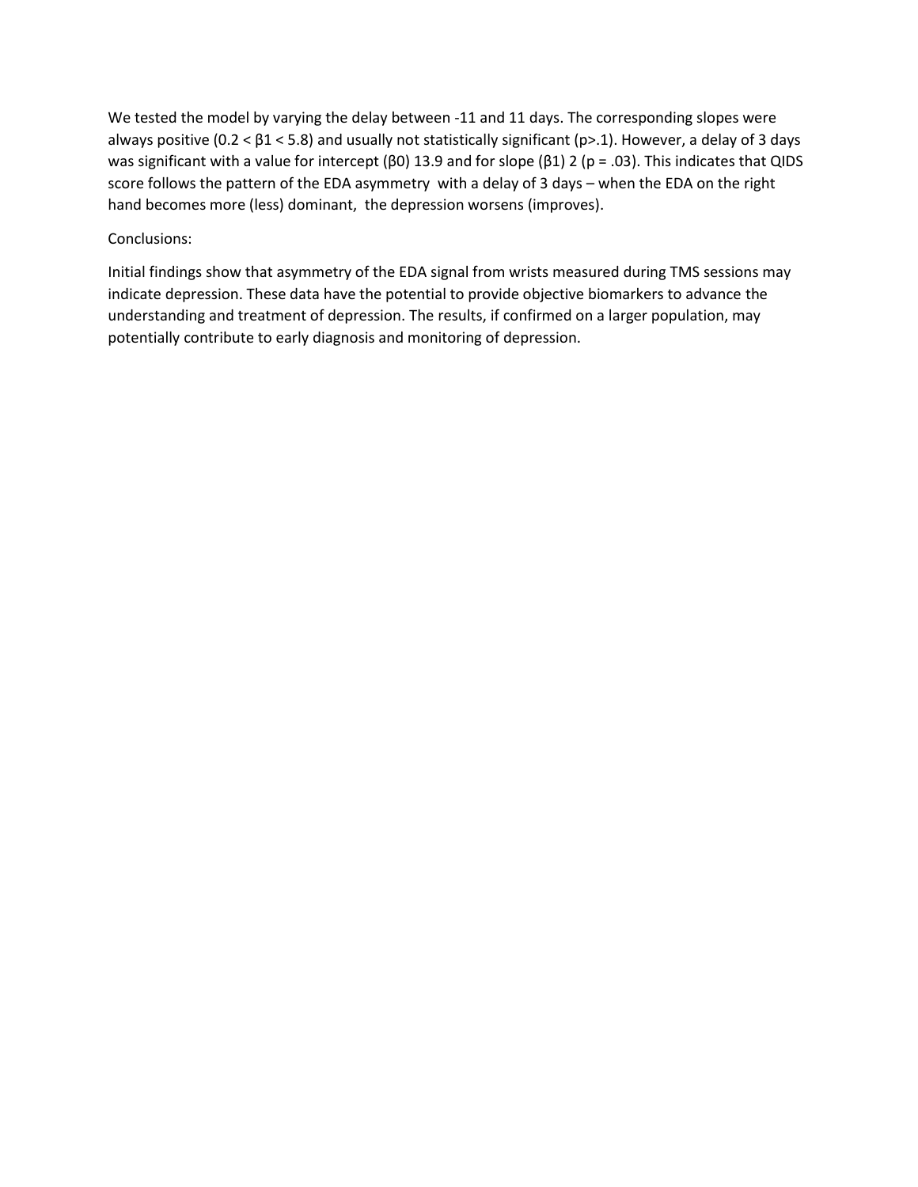We tested the model by varying the delay between -11 and 11 days. The corresponding slopes were always positive ($0.2 < \beta 1 < 5.8$) and usually not statistically significant ($p>.1$). However, a delay of 3 days was significant with a value for intercept ($\beta 0$) 13.9 and for slope ($\beta 1$) 2 ($p = .03$). This indicates that QIDS score follows the pattern of the EDA asymmetry with a delay of 3 days – when the EDA on the right hand becomes more (less) dominant, the depression worsens (improves).

Conclusions:

Initial findings show that asymmetry of the EDA signal from wrists measured during TMS sessions may indicate depression. These data have the potential to provide objective biomarkers to advance the understanding and treatment of depression. The results, if confirmed on a larger population, may potentially contribute to early diagnosis and monitoring of depression.